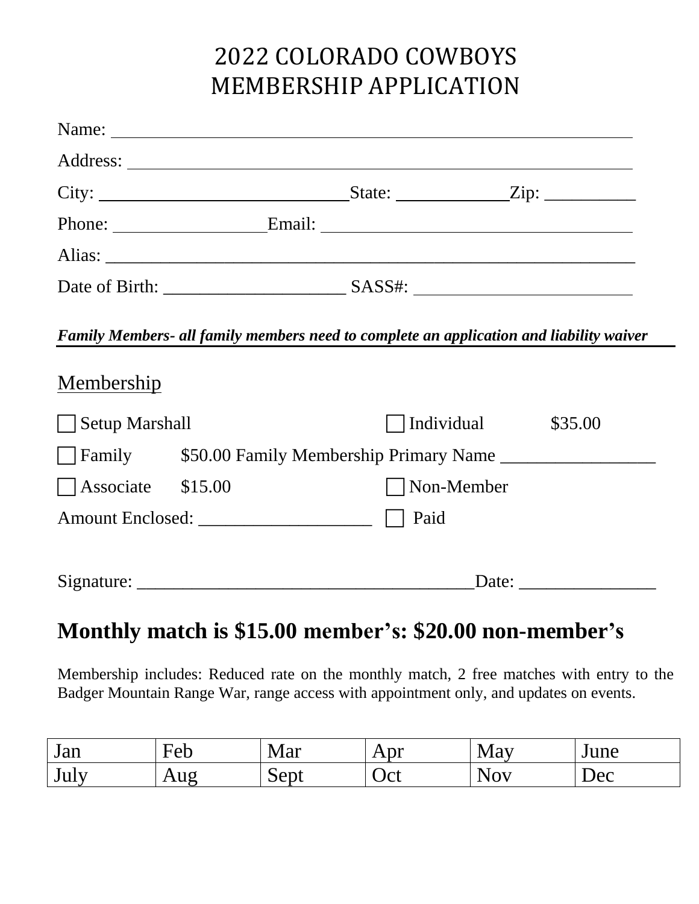# 2022 COLORADO COWBOYS MEMBERSHIP APPLICATION

Name: ______________________________________________________________

Address: ____________________________________________________________

City: ______________________________ State: _____________ Zip: __________

Phone: __________________ Email: ____________________________________

Alias: _______________________________________________________________

Date of Birth: ____________________ SASS#: _________________________

***Family Members- all family members need to complete an application and liability waiver***

## Membership

☐ Setup Marshall ☐ Individual $35.00

☐ Family $50.00 Family Membership Primary Name _________________

☐ Associate $15.00 ☐ Non-Member

Amount Enclosed: ___________________ ☐ Paid

Signature: ______________________________________ Date: _______________

## Monthly match is $15.00 member's: $20.00 non-member's

Membership includes: Reduced rate on the monthly match, 2 free matches with entry to the Badger Mountain Range War, range access with appointment only, and updates on events.

| Jan | Feb | Mar | Apr | May | June |
|---|---|---|---|---|---|
| July | Aug | Sept | Oct | Nov | Dec |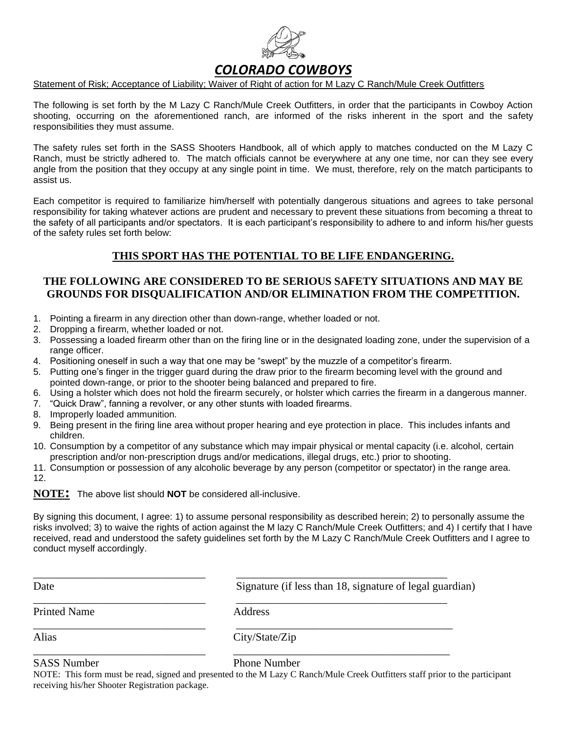# COLORADO COWBOYS

Statement of Risk; Acceptance of Liability; Waiver of Right of action for M Lazy C Ranch/Mule Creek Outfitters

The following is set forth by the M Lazy C Ranch/Mule Creek Outfitters, in order that the participants in Cowboy Action shooting, occurring on the aforementioned ranch, are informed of the risks inherent in the sport and the safety responsibilities they must assume.

The safety rules set forth in the SASS Shooters Handbook, all of which apply to matches conducted on the M Lazy C Ranch, must be strictly adhered to. The match officials cannot be everywhere at any one time, nor can they see every angle from the position that they occupy at any single point in time. We must, therefore, rely on the match participants to assist us.

Each competitor is required to familiarize him/herself with potentially dangerous situations and agrees to take personal responsibility for taking whatever actions are prudent and necessary to prevent these situations from becoming a threat to the safety of all participants and/or spectators. It is each participant's responsibility to adhere to and inform his/her guests of the safety rules set forth below:

## THIS SPORT HAS THE POTENTIAL TO BE LIFE ENDANGERING.

## THE FOLLOWING ARE CONSIDERED TO BE SERIOUS SAFETY SITUATIONS AND MAY BE GROUNDS FOR DISQUALIFICATION AND/OR ELIMINATION FROM THE COMPETITION.

1. Pointing a firearm in any direction other than down-range, whether loaded or not.
2. Dropping a firearm, whether loaded or not.
3. Possessing a loaded firearm other than on the firing line or in the designated loading zone, under the supervision of a range officer.
4. Positioning oneself in such a way that one may be "swept" by the muzzle of a competitor's firearm.
5. Putting one's finger in the trigger guard during the draw prior to the firearm becoming level with the ground and pointed down-range, or prior to the shooter being balanced and prepared to fire.
6. Using a holster which does not hold the firearm securely, or holster which carries the firearm in a dangerous manner.
7. "Quick Draw", fanning a revolver, or any other stunts with loaded firearms.
8. Improperly loaded ammunition.
9. Being present in the firing line area without proper hearing and eye protection in place. This includes infants and children.
10. Consumption by a competitor of any substance which may impair physical or mental capacity (i.e. alcohol, certain prescription and/or non-prescription drugs and/or medications, illegal drugs, etc.) prior to shooting.
11. Consumption or possession of any alcoholic beverage by any person (competitor or spectator) in the range area.
12.

**NOTE:** The above list should **NOT** be considered all-inclusive.

By signing this document, I agree: 1) to assume personal responsibility as described herein; 2) to personally assume the risks involved; 3) to waive the rights of action against the M lazy C Ranch/Mule Creek Outfitters; and 4) I certify that I have received, read and understood the safety guidelines set forth by the M Lazy C Ranch/Mule Creek Outfitters and I agree to conduct myself accordingly.

| | |
|---|---|
| ______________________________ | ______________________________ |
| Date | Signature (if less than 18, signature of legal guardian) |
| ______________________________ | ______________________________ |
| Printed Name | Address |
| ______________________________ | ______________________________ |
| Alias | City/State/Zip |
| ______________________________ | ______________________________ |
| SASS Number | Phone Number |

NOTE: This form must be read, signed and presented to the M Lazy C Ranch/Mule Creek Outfitters staff prior to the participant receiving his/her Shooter Registration package.